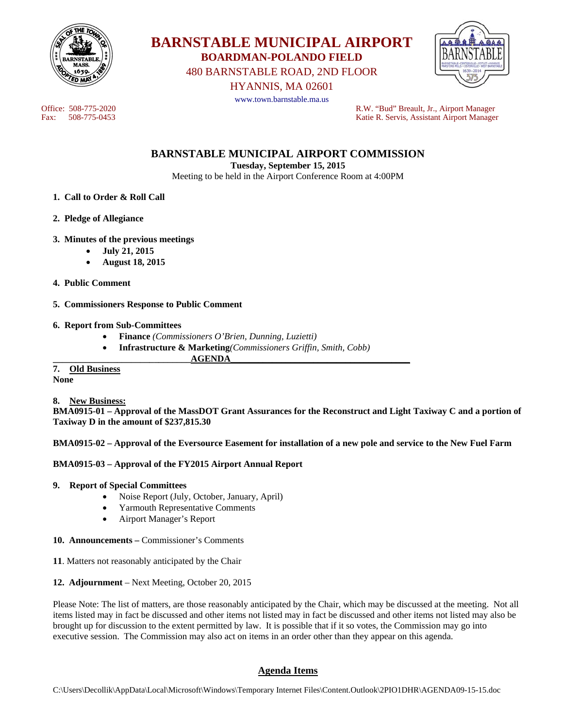# BARNSTABLE MUNICIPAL AIRPORT

**BOARDMAN-POLANDO FIELD**

480 BARNSTABLE ROAD, 2ND FLOOR

HYANNIS, MA 02601

www.town.barnstable.ma.us

Office: 508-775-2020
Fax: 508-775-0453

R.W. "Bud" Breault, Jr., Airport Manager
Katie R. Servis, Assistant Airport Manager

## BARNSTABLE MUNICIPAL AIRPORT COMMISSION

**Tuesday, September 15, 2015**

Meeting to be held in the Airport Conference Room at 4:00PM

1. **Call to Order & Roll Call**

2. **Pledge of Allegiance**

3. **Minutes of the previous meetings**
   - **July 21, 2015**
   - **August 18, 2015**

4. **Public Comment**

5. **Commissioners Response to Public Comment**

6. **Report from Sub-Committees**
   - **Finance** *(Commissioners O'Brien, Dunning, Luzietti)*
   - **Infrastructure & Marketing***(Commissioners Griffin, Smith, Cobb)*

**AGENDA**

**7. Old Business**

**None**

**8. New Business:**

**BMA0915-01 – Approval of the MassDOT Grant Assurances for the Reconstruct and Light Taxiway C and a portion of Taxiway D in the amount of $237,815.30**

**BMA0915-02 – Approval of the Eversource Easement for installation of a new pole and service to the New Fuel Farm**

**BMA0915-03 – Approval of the FY2015 Airport Annual Report**

**9. Report of Special Committees**
   - Noise Report (July, October, January, April)
   - Yarmouth Representative Comments
   - Airport Manager's Report

**10. Announcements –** Commissioner's Comments

**11**. Matters not reasonably anticipated by the Chair

**12. Adjournment** – Next Meeting, October 20, 2015

Please Note: The list of matters, are those reasonably anticipated by the Chair, which may be discussed at the meeting. Not all items listed may in fact be discussed and other items not listed may in fact be discussed and other items not listed may also be brought up for discussion to the extent permitted by law. It is possible that if it so votes, the Commission may go into executive session. The Commission may also act on items in an order other than they appear on this agenda.

## Agenda Items

C:\Users\Decollik\AppData\Local\Microsoft\Windows\Temporary Internet Files\Content.Outlook\2PIO1DHR\AGENDA09-15-15.doc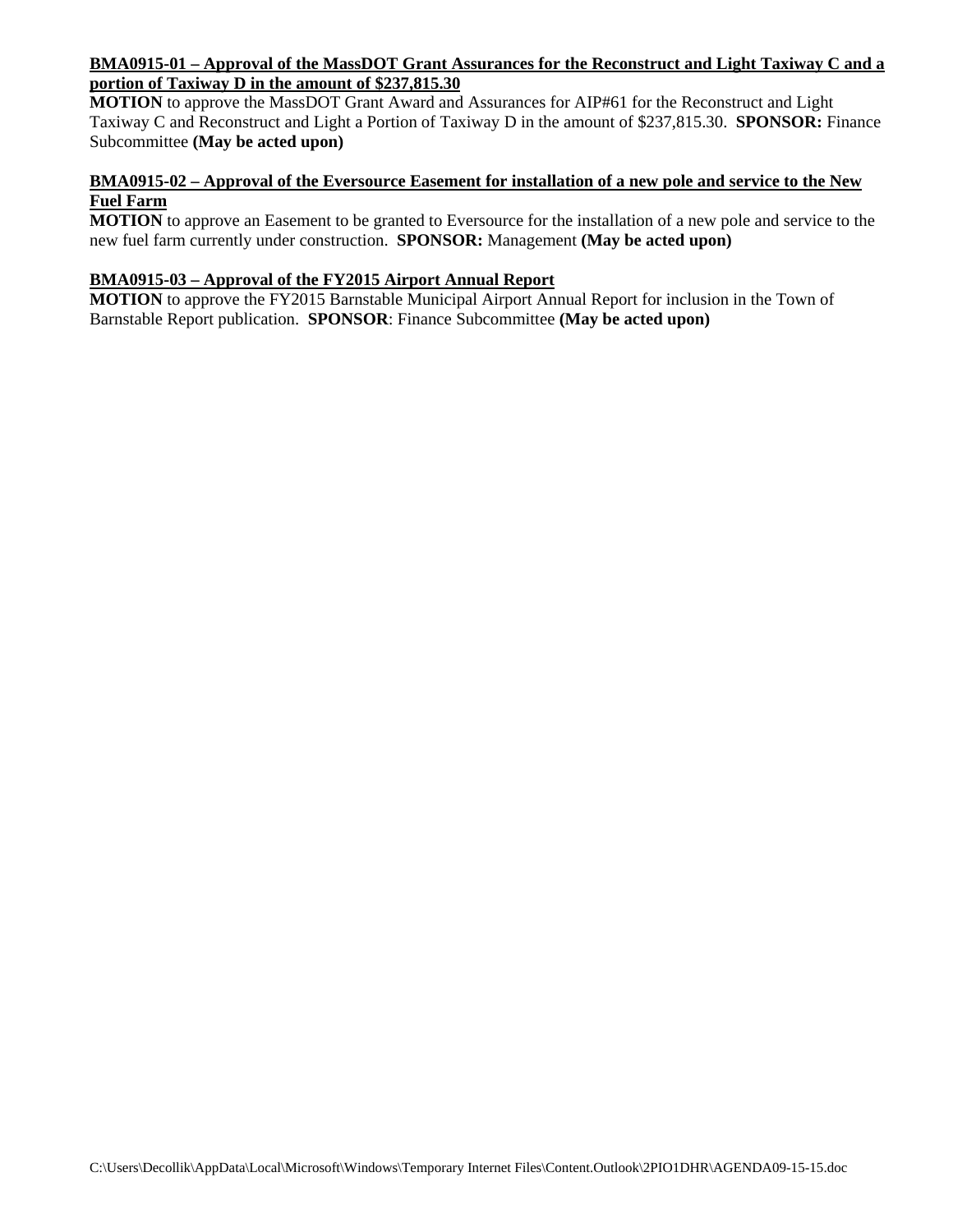**BMA0915-01 – Approval of the MassDOT Grant Assurances for the Reconstruct and Light Taxiway C and a portion of Taxiway D in the amount of $237,815.30**

**MOTION** to approve the MassDOT Grant Award and Assurances for AIP#61 for the Reconstruct and Light Taxiway C and Reconstruct and Light a Portion of Taxiway D in the amount of $237,815.30. **SPONSOR:** Finance Subcommittee **(May be acted upon)**

**BMA0915-02 – Approval of the Eversource Easement for installation of a new pole and service to the New Fuel Farm**

**MOTION** to approve an Easement to be granted to Eversource for the installation of a new pole and service to the new fuel farm currently under construction. **SPONSOR:** Management **(May be acted upon)**

**BMA0915-03 – Approval of the FY2015 Airport Annual Report**

**MOTION** to approve the FY2015 Barnstable Municipal Airport Annual Report for inclusion in the Town of Barnstable Report publication. **SPONSOR**: Finance Subcommittee **(May be acted upon)**